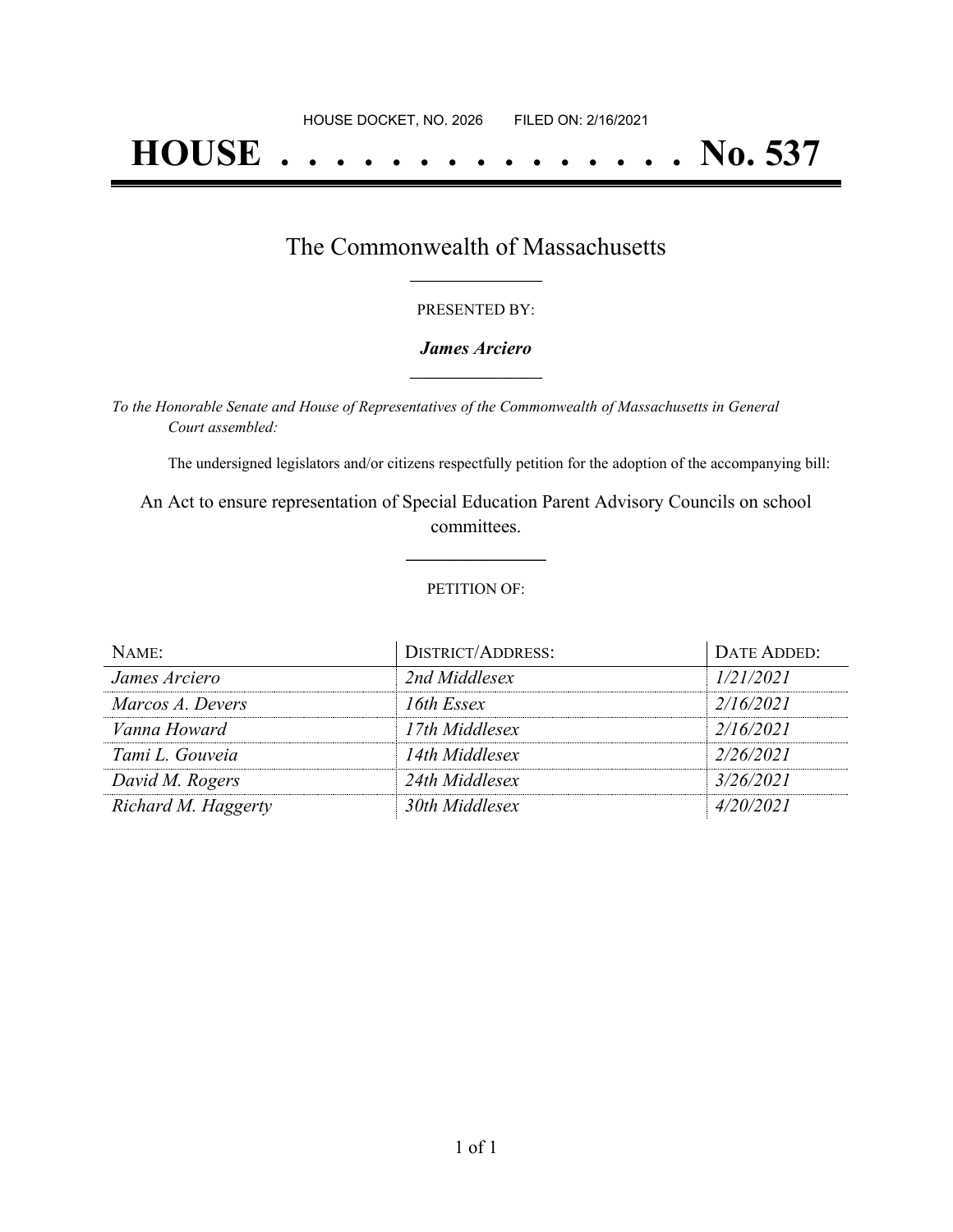HOUSE DOCKET, NO. 2026 FILED ON: 2/16/2021

# HOUSE . . . . . . . . . . . . . . . No. 537

## The Commonwealth of Massachusetts

PRESENTED BY:

***James Arciero***

*To the Honorable Senate and House of Representatives of the Commonwealth of Massachusetts in General Court assembled:*

The undersigned legislators and/or citizens respectfully petition for the adoption of the accompanying bill:

An Act to ensure representation of Special Education Parent Advisory Councils on school committees.

PETITION OF:

| NAME: | DISTRICT/ADDRESS: | DATE ADDED: |
| --- | --- | --- |
| *James Arciero* | *2nd Middlesex* | *1/21/2021* |
| *Marcos A. Devers* | *16th Essex* | *2/16/2021* |
| *Vanna Howard* | *17th Middlesex* | *2/16/2021* |
| *Tami L. Gouveia* | *14th Middlesex* | *2/26/2021* |
| *David M. Rogers* | *24th Middlesex* | *3/26/2021* |
| *Richard M. Haggerty* | *30th Middlesex* | *4/20/2021* |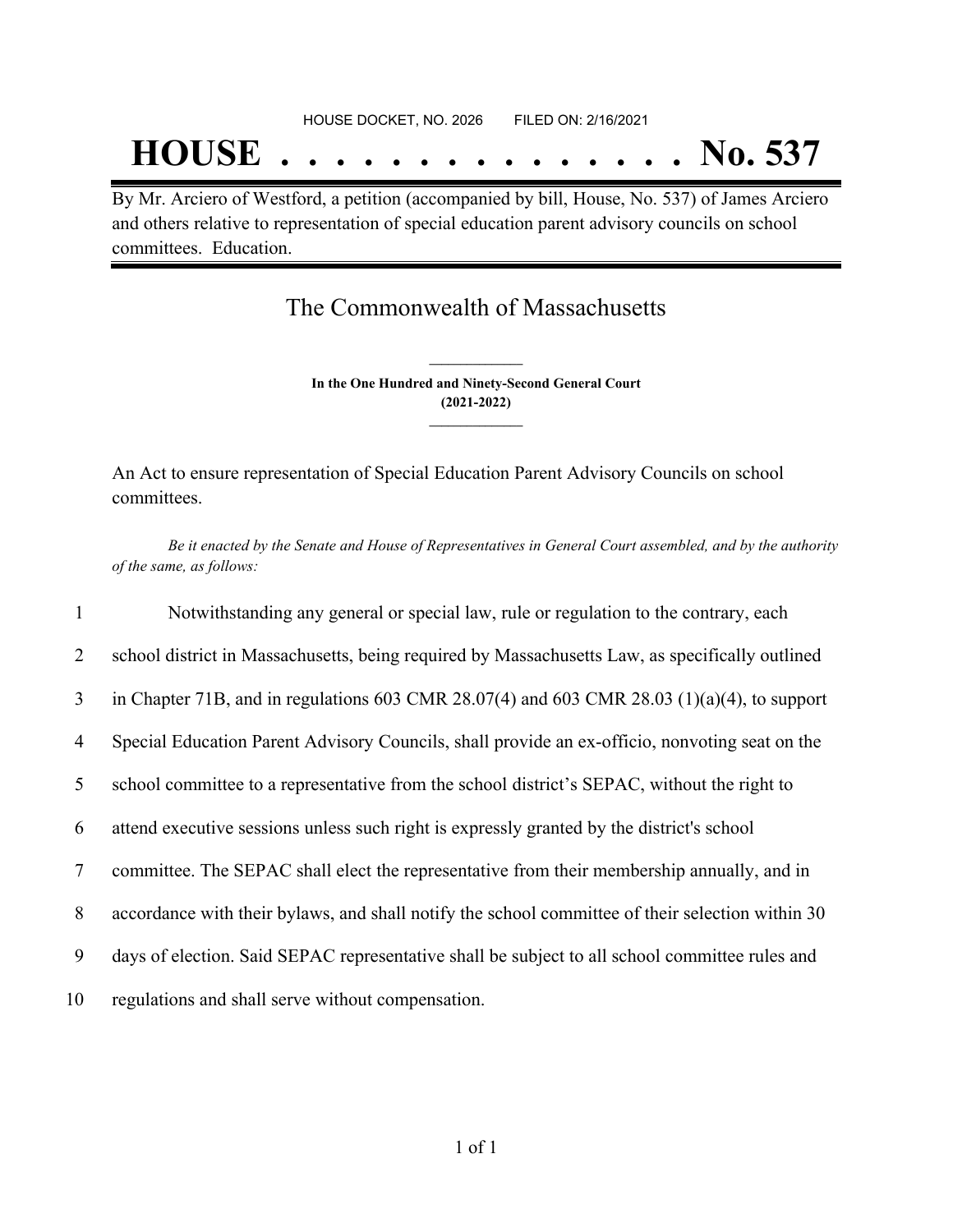HOUSE DOCKET, NO. 2026 FILED ON: 2/16/2021

# HOUSE . . . . . . . . . . . . . . . No. 537

By Mr. Arciero of Westford, a petition (accompanied by bill, House, No. 537) of James Arciero and others relative to representation of special education parent advisory councils on school committees. Education.

## The Commonwealth of Massachusetts

**In the One Hundred and Ninety-Second General Court**
**(2021-2022)**

An Act to ensure representation of Special Education Parent Advisory Councils on school committees.

*Be it enacted by the Senate and House of Representatives in General Court assembled, and by the authority of the same, as follows:*

Notwithstanding any general or special law, rule or regulation to the contrary, each school district in Massachusetts, being required by Massachusetts Law, as specifically outlined in Chapter 71B, and in regulations 603 CMR 28.07(4) and 603 CMR 28.03 (1)(a)(4), to support Special Education Parent Advisory Councils, shall provide an ex-officio, nonvoting seat on the school committee to a representative from the school district's SEPAC, without the right to attend executive sessions unless such right is expressly granted by the district's school committee. The SEPAC shall elect the representative from their membership annually, and in accordance with their bylaws, and shall notify the school committee of their selection within 30 days of election. Said SEPAC representative shall be subject to all school committee rules and regulations and shall serve without compensation.